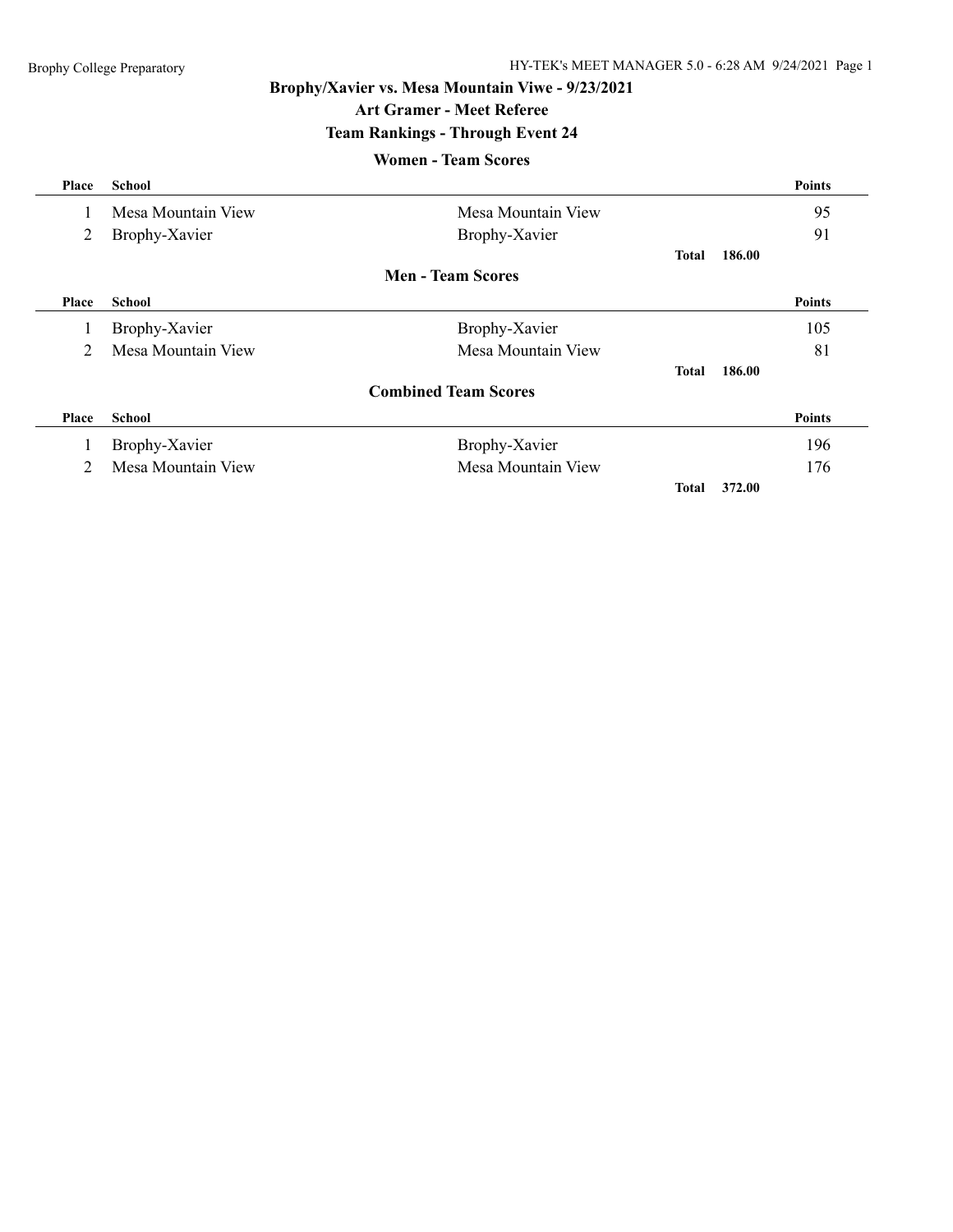# Brophy/Xavier vs. Mesa Mountain Viwe - 9/23/2021

## Art Gramer - Meet Referee

## Team Rankings - Through Event 24

### Women - Team Scores

| Place | School | | Points |
|---|---|---|---|
| 1 | Mesa Mountain View | Mesa Mountain View | 95 |
| 2 | Brophy-Xavier | Brophy-Xavier | 91 |
| | | Total | 186.00 |

### Men - Team Scores

| Place | School | | Points |
|---|---|---|---|
| 1 | Brophy-Xavier | Brophy-Xavier | 105 |
| 2 | Mesa Mountain View | Mesa Mountain View | 81 |
| | | Total | 186.00 |

### Combined Team Scores

| Place | School | | Points |
|---|---|---|---|
| 1 | Brophy-Xavier | Brophy-Xavier | 196 |
| 2 | Mesa Mountain View | Mesa Mountain View | 176 |
| | | Total | 372.00 |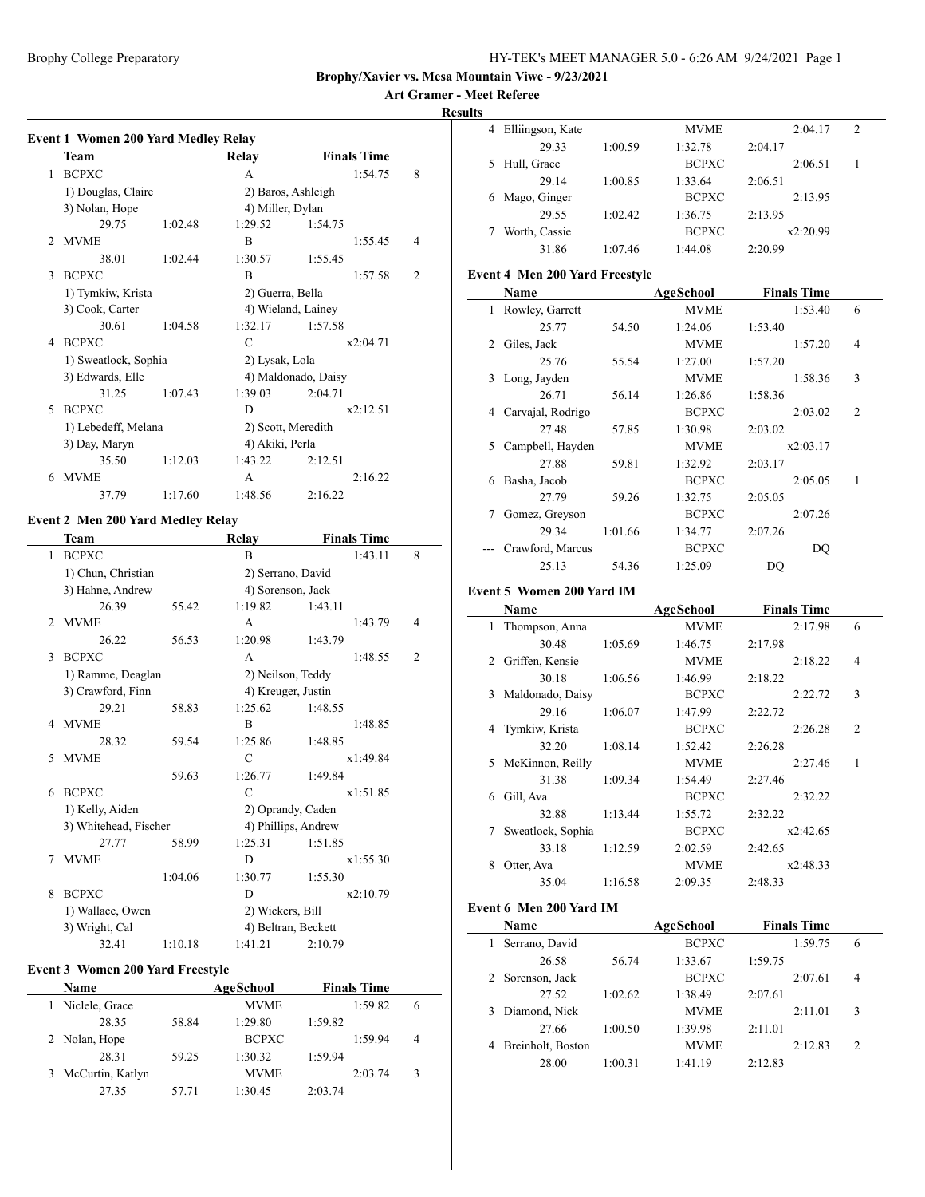**Brophy/Xavier vs. Mesa Mountain Viwe - 9/23/2021**

**Art Gramer - Meet Referee**

**Results**

### Event 1 Women 200 Yard Medley Relay

| | Team | Relay | Finals Time | |
|---|---|---|---|---|
| 1 | BCPXC | A | 1:54.75 | 8 |
| | 1) Douglas, Claire | 2) Baros, Ashleigh | | |
| | 3) Nolan, Hope | 4) Miller, Dylan | | |
| | 29.75 1:02.48 | 1:29.52 1:54.75 | | |
| 2 | MVME | B | 1:55.45 | 4 |
| | 38.01 1:02.44 | 1:30.57 1:55.45 | | |
| 3 | BCPXC | B | 1:57.58 | 2 |
| | 1) Tymkiw, Krista | 2) Guerra, Bella | | |
| | 3) Cook, Carter | 4) Wieland, Lainey | | |
| | 30.61 1:04.58 | 1:32.17 1:57.58 | | |
| 4 | BCPXC | C | x2:04.71 | |
| | 1) Sweatlock, Sophia | 2) Lysak, Lola | | |
| | 3) Edwards, Elle | 4) Maldonado, Daisy | | |
| | 31.25 1:07.43 | 1:39.03 2:04.71 | | |
| 5 | BCPXC | D | x2:12.51 | |
| | 1) Lebedeff, Melana | 2) Scott, Meredith | | |
| | 3) Day, Maryn | 4) Akiki, Perla | | |
| | 35.50 1:12.03 | 1:43.22 2:12.51 | | |
| 6 | MVME | A | 2:16.22 | |
| | 37.79 1:17.60 | 1:48.56 2:16.22 | | |

### Event 2 Men 200 Yard Medley Relay

| | Team | Relay | Finals Time | |
|---|---|---|---|---|
| 1 | BCPXC | B | 1:43.11 | 8 |
| | 1) Chun, Christian | 2) Serrano, David | | |
| | 3) Hahne, Andrew | 4) Sorenson, Jack | | |
| | 26.39 55.42 | 1:19.82 1:43.11 | | |
| 2 | MVME | A | 1:43.79 | 4 |
| | 26.22 56.53 | 1:20.98 1:43.79 | | |
| 3 | BCPXC | A | 1:48.55 | 2 |
| | 1) Ramme, Deaglan | 2) Neilson, Teddy | | |
| | 3) Crawford, Finn | 4) Kreuger, Justin | | |
| | 29.21 58.83 | 1:25.62 1:48.55 | | |
| 4 | MVME | B | 1:48.85 | |
| | 28.32 59.54 | 1:25.86 1:48.85 | | |
| 5 | MVME | C | x1:49.84 | |
| | 59.63 | 1:26.77 1:49.84 | | |
| 6 | BCPXC | C | x1:51.85 | |
| | 1) Kelly, Aiden | 2) Oprandy, Caden | | |
| | 3) Whitehead, Fischer | 4) Phillips, Andrew | | |
| | 27.77 58.99 | 1:25.31 1:51.85 | | |
| 7 | MVME | D | x1:55.30 | |
| | 1:04.06 | 1:30.77 1:55.30 | | |
| 8 | BCPXC | D | x2:10.79 | |
| | 1) Wallace, Owen | 2) Wickers, Bill | | |
| | 3) Wright, Cal | 4) Beltran, Beckett | | |
| | 32.41 1:10.18 | 1:41.21 2:10.79 | | |

### Event 3 Women 200 Yard Freestyle

| | Name | AgeSchool | Finals Time | |
|---|---|---|---|---|
| 1 | Niclele, Grace | MVME | 1:59.82 | 6 |
| | 28.35 58.84 | 1:29.80 1:59.82 | | |
| 2 | Nolan, Hope | BCPXC | 1:59.94 | 4 |
| | 28.31 59.25 | 1:30.32 1:59.94 | | |
| 3 | McCurtin, Katlyn | MVME | 2:03.74 | 3 |
| | 27.35 57.71 | 1:30.45 2:03.74 | | |
| 4 | Elliingson, Kate | MVME | 2:04.17 | 2 |
| | 29.33 1:00.59 | 1:32.78 2:04.17 | | |
| 5 | Hull, Grace | BCPXC | 2:06.51 | 1 |
| | 29.14 1:00.85 | 1:33.64 2:06.51 | | |
| 6 | Mago, Ginger | BCPXC | 2:13.95 | |
| | 29.55 1:02.42 | 1:36.75 2:13.95 | | |
| 7 | Worth, Cassie | BCPXC | x2:20.99 | |
| | 31.86 1:07.46 | 1:44.08 2:20.99 | | |

### Event 4 Men 200 Yard Freestyle

| | Name | AgeSchool | Finals Time | |
|---|---|---|---|---|
| 1 | Rowley, Garrett | MVME | 1:53.40 | 6 |
| | 25.77 54.50 | 1:24.06 1:53.40 | | |
| 2 | Giles, Jack | MVME | 1:57.20 | 4 |
| | 25.76 55.54 | 1:27.00 1:57.20 | | |
| 3 | Long, Jayden | MVME | 1:58.36 | 3 |
| | 26.71 56.14 | 1:26.86 1:58.36 | | |
| 4 | Carvajal, Rodrigo | BCPXC | 2:03.02 | 2 |
| | 27.48 57.85 | 1:30.98 2:03.02 | | |
| 5 | Campbell, Hayden | MVME | x2:03.17 | |
| | 27.88 59.81 | 1:32.92 2:03.17 | | |
| 6 | Basha, Jacob | BCPXC | 2:05.05 | 1 |
| | 27.79 59.26 | 1:32.75 2:05.05 | | |
| 7 | Gomez, Greyson | BCPXC | 2:07.26 | |
| | 29.34 1:01.66 | 1:34.77 2:07.26 | | |
| --- | Crawford, Marcus | BCPXC | DQ | |
| | 25.13 54.36 | 1:25.09 DQ | | |

### Event 5 Women 200 Yard IM

| | Name | AgeSchool | Finals Time | |
|---|---|---|---|---|
| 1 | Thompson, Anna | MVME | 2:17.98 | 6 |
| | 30.48 1:05.69 | 1:46.75 2:17.98 | | |
| 2 | Griffen, Kensie | MVME | 2:18.22 | 4 |
| | 30.18 1:06.56 | 1:46.99 2:18.22 | | |
| 3 | Maldonado, Daisy | BCPXC | 2:22.72 | 3 |
| | 29.16 1:06.07 | 1:47.99 2:22.72 | | |
| 4 | Tymkiw, Krista | BCPXC | 2:26.28 | 2 |
| | 32.20 1:08.14 | 1:52.42 2:26.28 | | |
| 5 | McKinnon, Reilly | MVME | 2:27.46 | 1 |
| | 31.38 1:09.34 | 1:54.49 2:27.46 | | |
| 6 | Gill, Ava | BCPXC | 2:32.22 | |
| | 32.88 1:13.44 | 1:55.72 2:32.22 | | |
| 7 | Sweatlock, Sophia | BCPXC | x2:42.65 | |
| | 33.18 1:12.59 | 2:02.59 2:42.65 | | |
| 8 | Otter, Ava | MVME | x2:48.33 | |
| | 35.04 1:16.58 | 2:09.35 2:48.33 | | |

### Event 6 Men 200 Yard IM

| | Name | AgeSchool | Finals Time | |
|---|---|---|---|---|
| 1 | Serrano, David | BCPXC | 1:59.75 | 6 |
| | 26.58 56.74 | 1:33.67 1:59.75 | | |
| 2 | Sorenson, Jack | BCPXC | 2:07.61 | 4 |
| | 27.52 1:02.62 | 1:38.49 2:07.61 | | |
| 3 | Diamond, Nick | MVME | 2:11.01 | 3 |
| | 27.66 1:00.50 | 1:39.98 2:11.01 | | |
| 4 | Breinholt, Boston | MVME | 2:12.83 | 2 |
| | 28.00 1:00.31 | 1:41.19 2:12.83 | | |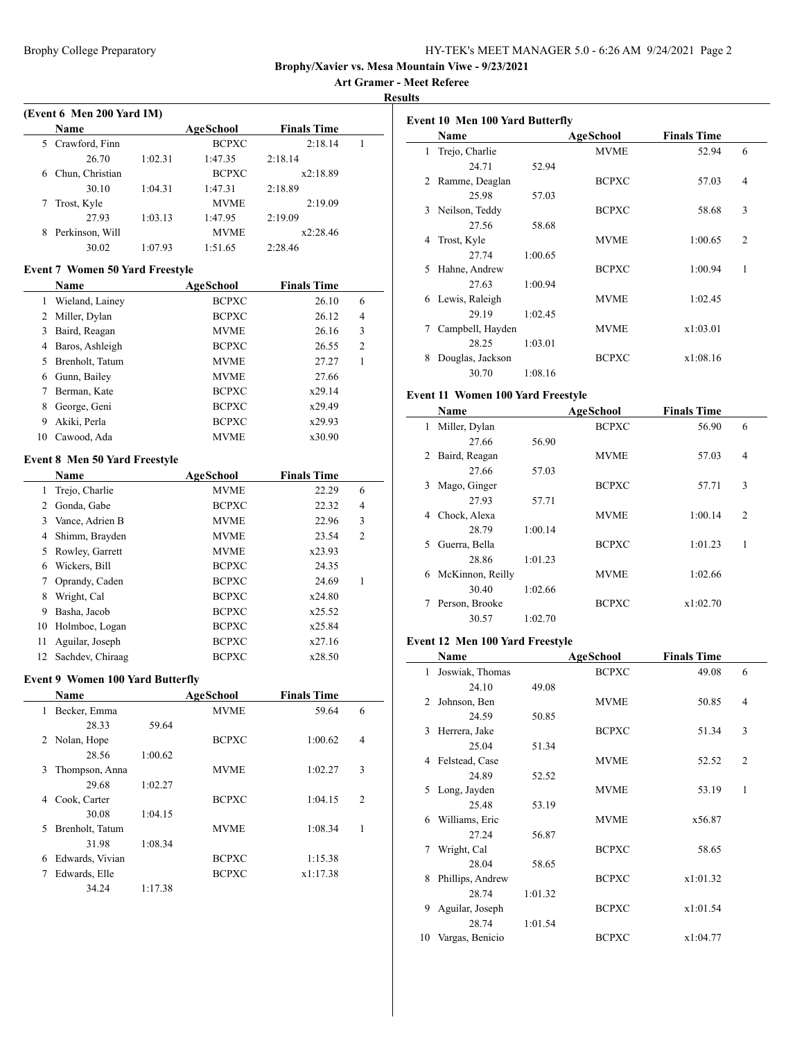**Brophy/Xavier vs. Mesa Mountain Viwe - 9/23/2021**

**Art Gramer - Meet Referee**

**Results**

### (Event 6 Men 200 Yard IM)

| | Name | | AgeSchool | Finals Time | |
|---|---|---|---|---|---|
| 5 | Crawford, Finn | | BCPXC | 2:18.14 | 1 |
| | 26.70 | 1:02.31 | 1:47.35 | 2:18.14 | |
| 6 | Chun, Christian | | BCPXC | x2:18.89 | |
| | 30.10 | 1:04.31 | 1:47.31 | 2:18.89 | |
| 7 | Trost, Kyle | | MVME | 2:19.09 | |
| | 27.93 | 1:03.13 | 1:47.95 | 2:19.09 | |
| 8 | Perkinson, Will | | MVME | x2:28.46 | |
| | 30.02 | 1:07.93 | 1:51.65 | 2:28.46 | |

### Event 7 Women 50 Yard Freestyle

| | Name | AgeSchool | Finals Time | |
|---|---|---|---|---|
| 1 | Wieland, Lainey | BCPXC | 26.10 | 6 |
| 2 | Miller, Dylan | BCPXC | 26.12 | 4 |
| 3 | Baird, Reagan | MVME | 26.16 | 3 |
| 4 | Baros, Ashleigh | BCPXC | 26.55 | 2 |
| 5 | Brenholt, Tatum | MVME | 27.27 | 1 |
| 6 | Gunn, Bailey | MVME | 27.66 | |
| 7 | Berman, Kate | BCPXC | x29.14 | |
| 8 | George, Geni | BCPXC | x29.49 | |
| 9 | Akiki, Perla | BCPXC | x29.93 | |
| 10 | Cawood, Ada | MVME | x30.90 | |

### Event 8 Men 50 Yard Freestyle

| | Name | AgeSchool | Finals Time | |
|---|---|---|---|---|
| 1 | Trejo, Charlie | MVME | 22.29 | 6 |
| 2 | Gonda, Gabe | BCPXC | 22.32 | 4 |
| 3 | Vance, Adrien B | MVME | 22.96 | 3 |
| 4 | Shimm, Brayden | MVME | 23.54 | 2 |
| 5 | Rowley, Garrett | MVME | x23.93 | |
| 6 | Wickers, Bill | BCPXC | 24.35 | |
| 7 | Oprandy, Caden | BCPXC | 24.69 | 1 |
| 8 | Wright, Cal | BCPXC | x24.80 | |
| 9 | Basha, Jacob | BCPXC | x25.52 | |
| 10 | Holmboe, Logan | BCPXC | x25.84 | |
| 11 | Aguilar, Joseph | BCPXC | x27.16 | |
| 12 | Sachdev, Chiraag | BCPXC | x28.50 | |

### Event 9 Women 100 Yard Butterfly

| | Name | | AgeSchool | Finals Time | |
|---|---|---|---|---|---|
| 1 | Becker, Emma | | MVME | 59.64 | 6 |
| | 28.33 | 59.64 | | | |
| 2 | Nolan, Hope | | BCPXC | 1:00.62 | 4 |
| | 28.56 | 1:00.62 | | | |
| 3 | Thompson, Anna | | MVME | 1:02.27 | 3 |
| | 29.68 | 1:02.27 | | | |
| 4 | Cook, Carter | | BCPXC | 1:04.15 | 2 |
| | 30.08 | 1:04.15 | | | |
| 5 | Brenholt, Tatum | | MVME | 1:08.34 | 1 |
| | 31.98 | 1:08.34 | | | |
| 6 | Edwards, Vivian | | BCPXC | 1:15.38 | |
| 7 | Edwards, Elle | | BCPXC | x1:17.38 | |
| | 34.24 | 1:17.38 | | | |

### Event 10 Men 100 Yard Butterfly

| | Name | | AgeSchool | Finals Time | |
|---|---|---|---|---|---|
| 1 | Trejo, Charlie | | MVME | 52.94 | 6 |
| | 24.71 | 52.94 | | | |
| 2 | Ramme, Deaglan | | BCPXC | 57.03 | 4 |
| | 25.98 | 57.03 | | | |
| 3 | Neilson, Teddy | | BCPXC | 58.68 | 3 |
| | 27.56 | 58.68 | | | |
| 4 | Trost, Kyle | | MVME | 1:00.65 | 2 |
| | 27.74 | 1:00.65 | | | |
| 5 | Hahne, Andrew | | BCPXC | 1:00.94 | 1 |
| | 27.63 | 1:00.94 | | | |
| 6 | Lewis, Raleigh | | MVME | 1:02.45 | |
| | 29.19 | 1:02.45 | | | |
| 7 | Campbell, Hayden | | MVME | x1:03.01 | |
| | 28.25 | 1:03.01 | | | |
| 8 | Douglas, Jackson | | BCPXC | x1:08.16 | |
| | 30.70 | 1:08.16 | | | |

### Event 11 Women 100 Yard Freestyle

| | Name | | AgeSchool | Finals Time | |
|---|---|---|---|---|---|
| 1 | Miller, Dylan | | BCPXC | 56.90 | 6 |
| | 27.66 | 56.90 | | | |
| 2 | Baird, Reagan | | MVME | 57.03 | 4 |
| | 27.66 | 57.03 | | | |
| 3 | Mago, Ginger | | BCPXC | 57.71 | 3 |
| | 27.93 | 57.71 | | | |
| 4 | Chock, Alexa | | MVME | 1:00.14 | 2 |
| | 28.79 | 1:00.14 | | | |
| 5 | Guerra, Bella | | BCPXC | 1:01.23 | 1 |
| | 28.86 | 1:01.23 | | | |
| 6 | McKinnon, Reilly | | MVME | 1:02.66 | |
| | 30.40 | 1:02.66 | | | |
| 7 | Person, Brooke | | BCPXC | x1:02.70 | |
| | 30.57 | 1:02.70 | | | |

### Event 12 Men 100 Yard Freestyle

| | Name | | AgeSchool | Finals Time | |
|---|---|---|---|---|---|
| 1 | Joswiak, Thomas | | BCPXC | 49.08 | 6 |
| | 24.10 | 49.08 | | | |
| 2 | Johnson, Ben | | MVME | 50.85 | 4 |
| | 24.59 | 50.85 | | | |
| 3 | Herrera, Jake | | BCPXC | 51.34 | 3 |
| | 25.04 | 51.34 | | | |
| 4 | Felstead, Case | | MVME | 52.52 | 2 |
| | 24.89 | 52.52 | | | |
| 5 | Long, Jayden | | MVME | 53.19 | 1 |
| | 25.48 | 53.19 | | | |
| 6 | Williams, Eric | | MVME | x56.87 | |
| | 27.24 | 56.87 | | | |
| 7 | Wright, Cal | | BCPXC | 58.65 | |
| | 28.04 | 58.65 | | | |
| 8 | Phillips, Andrew | | BCPXC | x1:01.32 | |
| | 28.74 | 1:01.32 | | | |
| 9 | Aguilar, Joseph | | BCPXC | x1:01.54 | |
| | 28.74 | 1:01.54 | | | |
| 10 | Vargas, Benicio | | BCPXC | x1:04.77 | |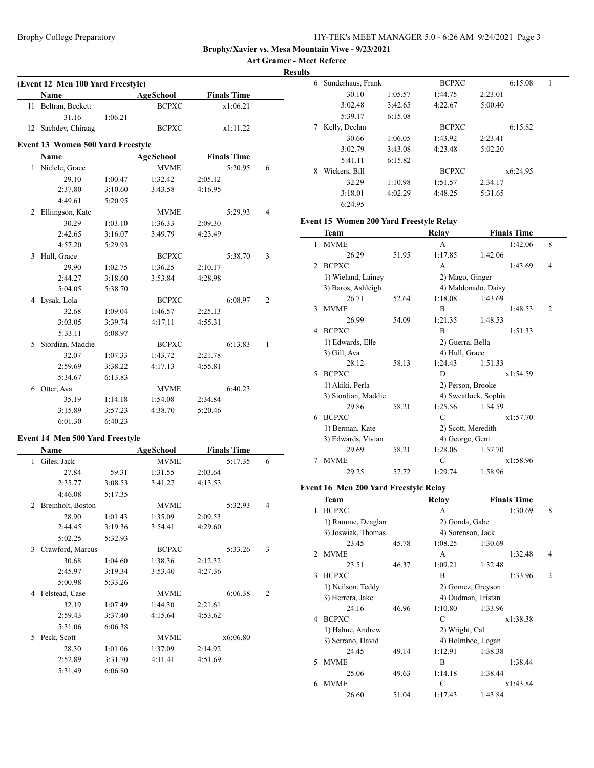**Brophy/Xavier vs. Mesa Mountain Viwe - 9/23/2021**

**Art Gramer - Meet Referee**

**Results**

### (Event 12 Men 100 Yard Freestyle)

| | Name | | AgeSchool | Finals Time | |
|---|---|---|---|---|---|
| 11 | Beltran, Beckett | | BCPXC | x1:06.21 | |
| | 31.16 | 1:06.21 | | | |
| 12 | Sachdev, Chiraag | | BCPXC | x1:11.22 | |

### Event 13 Women 500 Yard Freestyle

| | Name | | AgeSchool | | Finals Time | |
|---|---|---|---|---|---|---|
| 1 | Niclele, Grace | | MVME | | 5:20.95 | 6 |
| | 29.10 | 1:00.47 | 1:32.42 | 2:05.12 | | |
| | 2:37.80 | 3:10.60 | 3:43.58 | 4:16.95 | | |
| | 4:49.61 | 5:20.95 | | | | |
| 2 | Elliingson, Kate | | MVME | | 5:29.93 | 4 |
| | 30.29 | 1:03.10 | 1:36.33 | 2:09.30 | | |
| | 2:42.65 | 3:16.07 | 3:49.79 | 4:23.49 | | |
| | 4:57.20 | 5:29.93 | | | | |
| 3 | Hull, Grace | | BCPXC | | 5:38.70 | 3 |
| | 29.90 | 1:02.75 | 1:36.25 | 2:10.17 | | |
| | 2:44.27 | 3:18.60 | 3:53.84 | 4:28.98 | | |
| | 5:04.05 | 5:38.70 | | | | |
| 4 | Lysak, Lola | | BCPXC | | 6:08.97 | 2 |
| | 32.68 | 1:09.04 | 1:46.57 | 2:25.13 | | |
| | 3:03.05 | 3:39.74 | 4:17.11 | 4:55.31 | | |
| | 5:33.11 | 6:08.97 | | | | |
| 5 | Siordian, Maddie | | BCPXC | | 6:13.83 | 1 |
| | 32.07 | 1:07.33 | 1:43.72 | 2:21.78 | | |
| | 2:59.69 | 3:38.22 | 4:17.13 | 4:55.81 | | |
| | 5:34.67 | 6:13.83 | | | | |
| 6 | Otter, Ava | | MVME | | 6:40.23 | |
| | 35.19 | 1:14.18 | 1:54.08 | 2:34.84 | | |
| | 3:15.89 | 3:57.23 | 4:38.70 | 5:20.46 | | |
| | 6:01.30 | 6:40.23 | | | | |

### Event 14 Men 500 Yard Freestyle

| | Name | | AgeSchool | | Finals Time | |
|---|---|---|---|---|---|---|
| 1 | Giles, Jack | | MVME | | 5:17.35 | 6 |
| | 27.84 | 59.31 | 1:31.55 | 2:03.64 | | |
| | 2:35.77 | 3:08.53 | 3:41.27 | 4:13.53 | | |
| | 4:46.08 | 5:17.35 | | | | |
| 2 | Breinholt, Boston | | MVME | | 5:32.93 | 4 |
| | 28.90 | 1:01.43 | 1:35.09 | 2:09.53 | | |
| | 2:44.45 | 3:19.36 | 3:54.41 | 4:29.60 | | |
| | 5:02.25 | 5:32.93 | | | | |
| 3 | Crawford, Marcus | | BCPXC | | 5:33.26 | 3 |
| | 30.68 | 1:04.60 | 1:38.36 | 2:12.32 | | |
| | 2:45.97 | 3:19.34 | 3:53.40 | 4:27.36 | | |
| | 5:00.98 | 5:33.26 | | | | |
| 4 | Felstead, Case | | MVME | | 6:06.38 | 2 |
| | 32.19 | 1:07.49 | 1:44.30 | 2:21.61 | | |
| | 2:59.43 | 3:37.40 | 4:15.64 | 4:53.62 | | |
| | 5:31.06 | 6:06.38 | | | | |
| 5 | Peck, Scott | | MVME | | x6:06.80 | |
| | 28.30 | 1:01.06 | 1:37.09 | 2:14.92 | | |
| | 2:52.89 | 3:31.70 | 4:11.41 | 4:51.69 | | |
| | 5:31.49 | 6:06.80 | | | | |
| 6 | Sunderhaus, Frank | | BCPXC | | 6:15.08 | 1 |
| | 30.10 | 1:05.57 | 1:44.75 | 2:23.01 | | |
| | 3:02.48 | 3:42.65 | 4:22.67 | 5:00.40 | | |
| | 5:39.17 | 6:15.08 | | | | |
| 7 | Kelly, Declan | | BCPXC | | 6:15.82 | |
| | 30.66 | 1:06.05 | 1:43.92 | 2:23.41 | | |
| | 3:02.79 | 3:43.08 | 4:23.48 | 5:02.20 | | |
| | 5:41.11 | 6:15.82 | | | | |
| 8 | Wickers, Bill | | BCPXC | | x6:24.95 | |
| | 32.29 | 1:10.98 | 1:51.57 | 2:34.17 | | |
| | 3:18.01 | 4:02.29 | 4:48.25 | 5:31.65 | | |
| | 6:24.95 | | | | | |

### Event 15 Women 200 Yard Freestyle Relay

| | Team | | Relay | | Finals Time | |
|---|---|---|---|---|---|---|
| 1 | MVME | | A | | 1:42.06 | 8 |
| | 26.29 | 51.95 | 1:17.85 | 1:42.06 | | |
| 2 | BCPXC | | A | | 1:43.69 | 4 |
| | 1) Wieland, Lainey | | 2) Mago, Ginger | | | |
| | 3) Baros, Ashleigh | | 4) Maldonado, Daisy | | | |
| | 26.71 | 52.64 | 1:18.08 | 1:43.69 | | |
| 3 | MVME | | B | | 1:48.53 | 2 |
| | 26.99 | 54.09 | 1:21.35 | 1:48.53 | | |
| 4 | BCPXC | | B | | 1:51.33 | |
| | 1) Edwards, Elle | | 2) Guerra, Bella | | | |
| | 3) Gill, Ava | | 4) Hull, Grace | | | |
| | 28.12 | 58.13 | 1:24.43 | 1:51.33 | | |
| 5 | BCPXC | | D | | x1:54.59 | |
| | 1) Akiki, Perla | | 2) Person, Brooke | | | |
| | 3) Siordian, Maddie | | 4) Sweatlock, Sophia | | | |
| | 29.86 | 58.21 | 1:25.56 | 1:54.59 | | |
| 6 | BCPXC | | C | | x1:57.70 | |
| | 1) Berman, Kate | | 2) Scott, Meredith | | | |
| | 3) Edwards, Vivian | | 4) George, Geni | | | |
| | 29.69 | 58.21 | 1:28.06 | 1:57.70 | | |
| 7 | MVME | | C | | x1:58.96 | |
| | 29.25 | 57.72 | 1:29.74 | 1:58.96 | | |

### Event 16 Men 200 Yard Freestyle Relay

| | Team | | Relay | | Finals Time | |
|---|---|---|---|---|---|---|
| 1 | BCPXC | | A | | 1:30.69 | 8 |
| | 1) Ramme, Deaglan | | 2) Gonda, Gabe | | | |
| | 3) Joswiak, Thomas | | 4) Sorenson, Jack | | | |
| | 23.45 | 45.78 | 1:08.25 | 1:30.69 | | |
| 2 | MVME | | A | | 1:32.48 | 4 |
| | 23.51 | 46.37 | 1:09.21 | 1:32.48 | | |
| 3 | BCPXC | | B | | 1:33.96 | 2 |
| | 1) Neilson, Teddy | | 2) Gomez, Greyson | | | |
| | 3) Herrera, Jake | | 4) Oudman, Tristan | | | |
| | 24.16 | 46.96 | 1:10.80 | 1:33.96 | | |
| 4 | BCPXC | | C | | x1:38.38 | |
| | 1) Hahne, Andrew | | 2) Wright, Cal | | | |
| | 3) Serrano, David | | 4) Holmboe, Logan | | | |
| | 24.45 | 49.14 | 1:12.91 | 1:38.38 | | |
| 5 | MVME | | B | | 1:38.44 | |
| | 25.06 | 49.63 | 1:14.18 | 1:38.44 | | |
| 6 | MVME | | C | | x1:43.84 | |
| | 26.60 | 51.04 | 1:17.43 | 1:43.84 | | |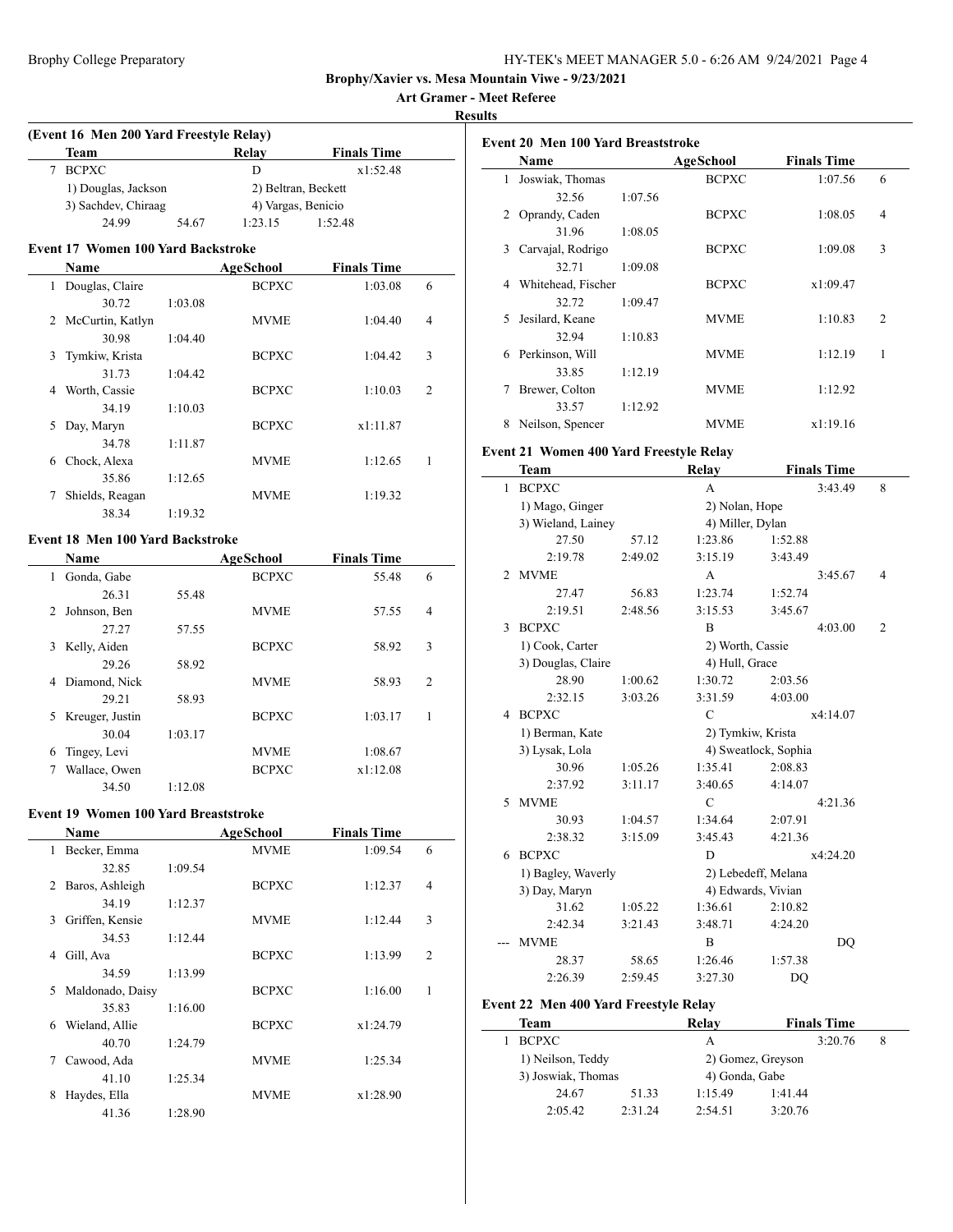**Brophy/Xavier vs. Mesa Mountain Viwe - 9/23/2021**

**Art Gramer - Meet Referee**

**Results**

### (Event 16 Men 200 Yard Freestyle Relay)

| | Team | Relay | Finals Time | |
|---|---|---|---|---|
| 7 | BCPXC | D | x1:52.48 | |
| | 1) Douglas, Jackson | 2) Beltran, Beckett | | |
| | 3) Sachdev, Chiraag | 4) Vargas, Benicio | | |
| | 24.99 54.67 | 1:23.15 | 1:52.48 | |

### Event 17 Women 100 Yard Backstroke

| | Name | AgeSchool | Finals Time | |
|---|---|---|---|---|
| 1 | Douglas, Claire | BCPXC | 1:03.08 | 6 |
| | 30.72 1:03.08 | | | |
| 2 | McCurtin, Katlyn | MVME | 1:04.40 | 4 |
| | 30.98 1:04.40 | | | |
| 3 | Tymkiw, Krista | BCPXC | 1:04.42 | 3 |
| | 31.73 1:04.42 | | | |
| 4 | Worth, Cassie | BCPXC | 1:10.03 | 2 |
| | 34.19 1:10.03 | | | |
| 5 | Day, Maryn | BCPXC | x1:11.87 | |
| | 34.78 1:11.87 | | | |
| 6 | Chock, Alexa | MVME | 1:12.65 | 1 |
| | 35.86 1:12.65 | | | |
| 7 | Shields, Reagan | MVME | 1:19.32 | |
| | 38.34 1:19.32 | | | |

### Event 18 Men 100 Yard Backstroke

| | Name | AgeSchool | Finals Time | |
|---|---|---|---|---|
| 1 | Gonda, Gabe | BCPXC | 55.48 | 6 |
| | 26.31 55.48 | | | |
| 2 | Johnson, Ben | MVME | 57.55 | 4 |
| | 27.27 57.55 | | | |
| 3 | Kelly, Aiden | BCPXC | 58.92 | 3 |
| | 29.26 58.92 | | | |
| 4 | Diamond, Nick | MVME | 58.93 | 2 |
| | 29.21 58.93 | | | |
| 5 | Kreuger, Justin | BCPXC | 1:03.17 | 1 |
| | 30.04 1:03.17 | | | |
| 6 | Tingey, Levi | MVME | 1:08.67 | |
| 7 | Wallace, Owen | BCPXC | x1:12.08 | |
| | 34.50 1:12.08 | | | |

### Event 19 Women 100 Yard Breaststroke

| | Name | AgeSchool | Finals Time | |
|---|---|---|---|---|
| 1 | Becker, Emma | MVME | 1:09.54 | 6 |
| | 32.85 1:09.54 | | | |
| 2 | Baros, Ashleigh | BCPXC | 1:12.37 | 4 |
| | 34.19 1:12.37 | | | |
| 3 | Griffen, Kensie | MVME | 1:12.44 | 3 |
| | 34.53 1:12.44 | | | |
| 4 | Gill, Ava | BCPXC | 1:13.99 | 2 |
| | 34.59 1:13.99 | | | |
| 5 | Maldonado, Daisy | BCPXC | 1:16.00 | 1 |
| | 35.83 1:16.00 | | | |
| 6 | Wieland, Allie | BCPXC | x1:24.79 | |
| | 40.70 1:24.79 | | | |
| 7 | Cawood, Ada | MVME | 1:25.34 | |
| | 41.10 1:25.34 | | | |
| 8 | Haydes, Ella | MVME | x1:28.90 | |
| | 41.36 1:28.90 | | | |

### Event 20 Men 100 Yard Breaststroke

| | Name | AgeSchool | Finals Time | |
|---|---|---|---|---|
| 1 | Joswiak, Thomas | BCPXC | 1:07.56 | 6 |
| | 32.56 1:07.56 | | | |
| 2 | Oprandy, Caden | BCPXC | 1:08.05 | 4 |
| | 31.96 1:08.05 | | | |
| 3 | Carvajal, Rodrigo | BCPXC | 1:09.08 | 3 |
| | 32.71 1:09.08 | | | |
| 4 | Whitehead, Fischer | BCPXC | x1:09.47 | |
| | 32.72 1:09.47 | | | |
| 5 | Jesilard, Keane | MVME | 1:10.83 | 2 |
| | 32.94 1:10.83 | | | |
| 6 | Perkinson, Will | MVME | 1:12.19 | 1 |
| | 33.85 1:12.19 | | | |
| 7 | Brewer, Colton | MVME | 1:12.92 | |
| | 33.57 1:12.92 | | | |
| 8 | Neilson, Spencer | MVME | x1:19.16 | |

### Event 21 Women 400 Yard Freestyle Relay

| | Team | | Relay | Finals Time | |
|---|---|---|---|---|---|
| 1 | BCPXC | | A | 3:43.49 | 8 |
| | 1) Mago, Ginger | | 2) Nolan, Hope | | |
| | 3) Wieland, Lainey | | 4) Miller, Dylan | | |
| | 27.50 | 57.12 | 1:23.86 | 1:52.88 | |
| | 2:19.78 | 2:49.02 | 3:15.19 | 3:43.49 | |
| 2 | MVME | | A | 3:45.67 | 4 |
| | 27.47 | 56.83 | 1:23.74 | 1:52.74 | |
| | 2:19.51 | 2:48.56 | 3:15.53 | 3:45.67 | |
| 3 | BCPXC | | B | 4:03.00 | 2 |
| | 1) Cook, Carter | | 2) Worth, Cassie | | |
| | 3) Douglas, Claire | | 4) Hull, Grace | | |
| | 28.90 | 1:00.62 | 1:30.72 | 2:03.56 | |
| | 2:32.15 | 3:03.26 | 3:31.59 | 4:03.00 | |
| 4 | BCPXC | | C | x4:14.07 | |
| | 1) Berman, Kate | | 2) Tymkiw, Krista | | |
| | 3) Lysak, Lola | | 4) Sweatlock, Sophia | | |
| | 30.96 | 1:05.26 | 1:35.41 | 2:08.83 | |
| | 2:37.92 | 3:11.17 | 3:40.65 | 4:14.07 | |
| 5 | MVME | | C | 4:21.36 | |
| | 30.93 | 1:04.57 | 1:34.64 | 2:07.91 | |
| | 2:38.32 | 3:15.09 | 3:45.43 | 4:21.36 | |
| 6 | BCPXC | | D | x4:24.20 | |
| | 1) Bagley, Waverly | | 2) Lebedeff, Melana | | |
| | 3) Day, Maryn | | 4) Edwards, Vivian | | |
| | 31.62 | 1:05.22 | 1:36.61 | 2:10.82 | |
| | 2:42.34 | 3:21.43 | 3:48.71 | 4:24.20 | |
| --- | MVME | | B | DQ | |
| | 28.37 | 58.65 | 1:26.46 | 1:57.38 | |
| | 2:26.39 | 2:59.45 | 3:27.30 | DQ | |

### Event 22 Men 400 Yard Freestyle Relay

| | Team | | Relay | Finals Time | |
|---|---|---|---|---|---|
| 1 | BCPXC | | A | 3:20.76 | 8 |
| | 1) Neilson, Teddy | | 2) Gomez, Greyson | | |
| | 3) Joswiak, Thomas | | 4) Gonda, Gabe | | |
| | 24.67 | 51.33 | 1:15.49 | 1:41.44 | |
| | 2:05.42 | 2:31.24 | 2:54.51 | 3:20.76 | |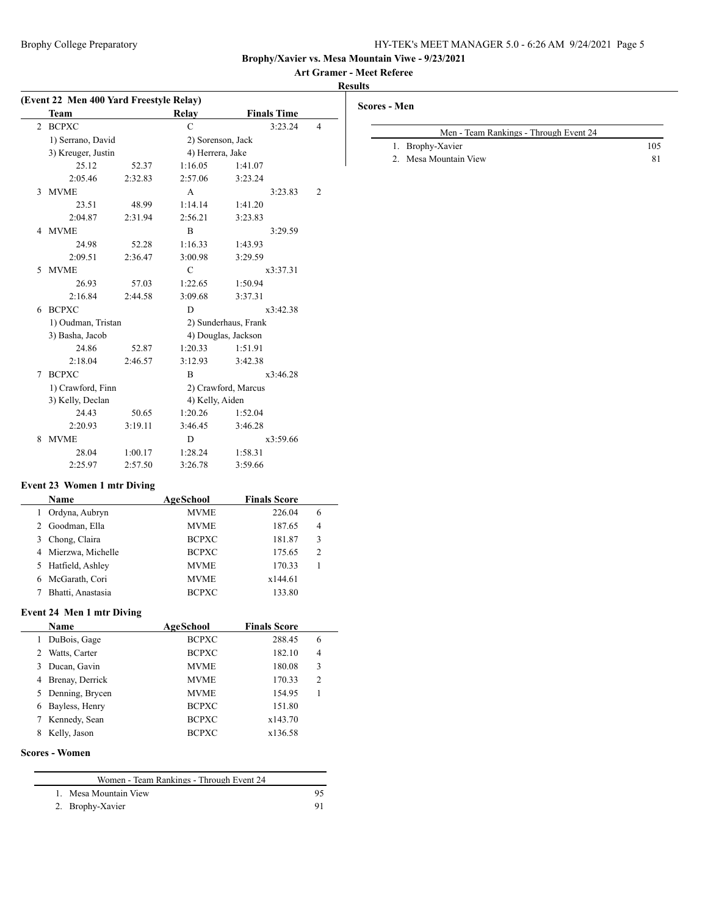Brophy/Xavier vs. Mesa Mountain Viwe - 9/23/2021

Art Gramer - Meet Referee

Results

### (Event 22 Men 400 Yard Freestyle Relay)

| | Team | Relay | Finals Time | |
|---|---|---|---|---|
| 2 | BCPXC | C | 3:23.24 | 4 |
| | 1) Serrano, David | 2) Sorenson, Jack | | |
| | 3) Kreuger, Justin | 4) Herrera, Jake | | |
| | 25.12 52.37 | 1:16.05 | 1:41.07 | |
| | 2:05.46 2:32.83 | 2:57.06 | 3:23.24 | |
| 3 | MVME | A | 3:23.83 | 2 |
| | 23.51 48.99 | 1:14.14 | 1:41.20 | |
| | 2:04.87 2:31.94 | 2:56.21 | 3:23.83 | |
| 4 | MVME | B | 3:29.59 | |
| | 24.98 52.28 | 1:16.33 | 1:43.93 | |
| | 2:09.51 2:36.47 | 3:00.98 | 3:29.59 | |
| 5 | MVME | C | x3:37.31 | |
| | 26.93 57.03 | 1:22.65 | 1:50.94 | |
| | 2:16.84 2:44.58 | 3:09.68 | 3:37.31 | |
| 6 | BCPXC | D | x3:42.38 | |
| | 1) Oudman, Tristan | 2) Sunderhaus, Frank | | |
| | 3) Basha, Jacob | 4) Douglas, Jackson | | |
| | 24.86 52.87 | 1:20.33 | 1:51.91 | |
| | 2:18.04 2:46.57 | 3:12.93 | 3:42.38 | |
| 7 | BCPXC | B | x3:46.28 | |
| | 1) Crawford, Finn | 2) Crawford, Marcus | | |
| | 3) Kelly, Declan | 4) Kelly, Aiden | | |
| | 24.43 50.65 | 1:20.26 | 1:52.04 | |
| | 2:20.93 3:19.11 | 3:46.45 | 3:46.28 | |
| 8 | MVME | D | x3:59.66 | |
| | 28.04 1:00.17 | 1:28.24 | 1:58.31 | |
| | 2:25.97 2:57.50 | 3:26.78 | 3:59.66 | |

### Event 23 Women 1 mtr Diving

| | Name | AgeSchool | Finals Score | |
|---|---|---|---|---|
| 1 | Ordyna, Aubryn | MVME | 226.04 | 6 |
| 2 | Goodman, Ella | MVME | 187.65 | 4 |
| 3 | Chong, Claira | BCPXC | 181.87 | 3 |
| 4 | Mierzwa, Michelle | BCPXC | 175.65 | 2 |
| 5 | Hatfield, Ashley | MVME | 170.33 | 1 |
| 6 | McGarath, Cori | MVME | x144.61 | |
| 7 | Bhatti, Anastasia | BCPXC | 133.80 | |

### Event 24 Men 1 mtr Diving

| | Name | AgeSchool | Finals Score | |
|---|---|---|---|---|
| 1 | DuBois, Gage | BCPXC | 288.45 | 6 |
| 2 | Watts, Carter | BCPXC | 182.10 | 4 |
| 3 | Ducan, Gavin | MVME | 180.08 | 3 |
| 4 | Brenay, Derrick | MVME | 170.33 | 2 |
| 5 | Denning, Brycen | MVME | 154.95 | 1 |
| 6 | Bayless, Henry | BCPXC | 151.80 | |
| 7 | Kennedy, Sean | BCPXC | x143.70 | |
| 8 | Kelly, Jason | BCPXC | x136.58 | |

### Scores - Women

| Women - Team Rankings - Through Event 24 | |
|---|---|
| 1. Mesa Mountain View | 95 |
| 2. Brophy-Xavier | 91 |

### Scores - Men

| Men - Team Rankings - Through Event 24 | |
|---|---|
| 1. Brophy-Xavier | 105 |
| 2. Mesa Mountain View | 81 |